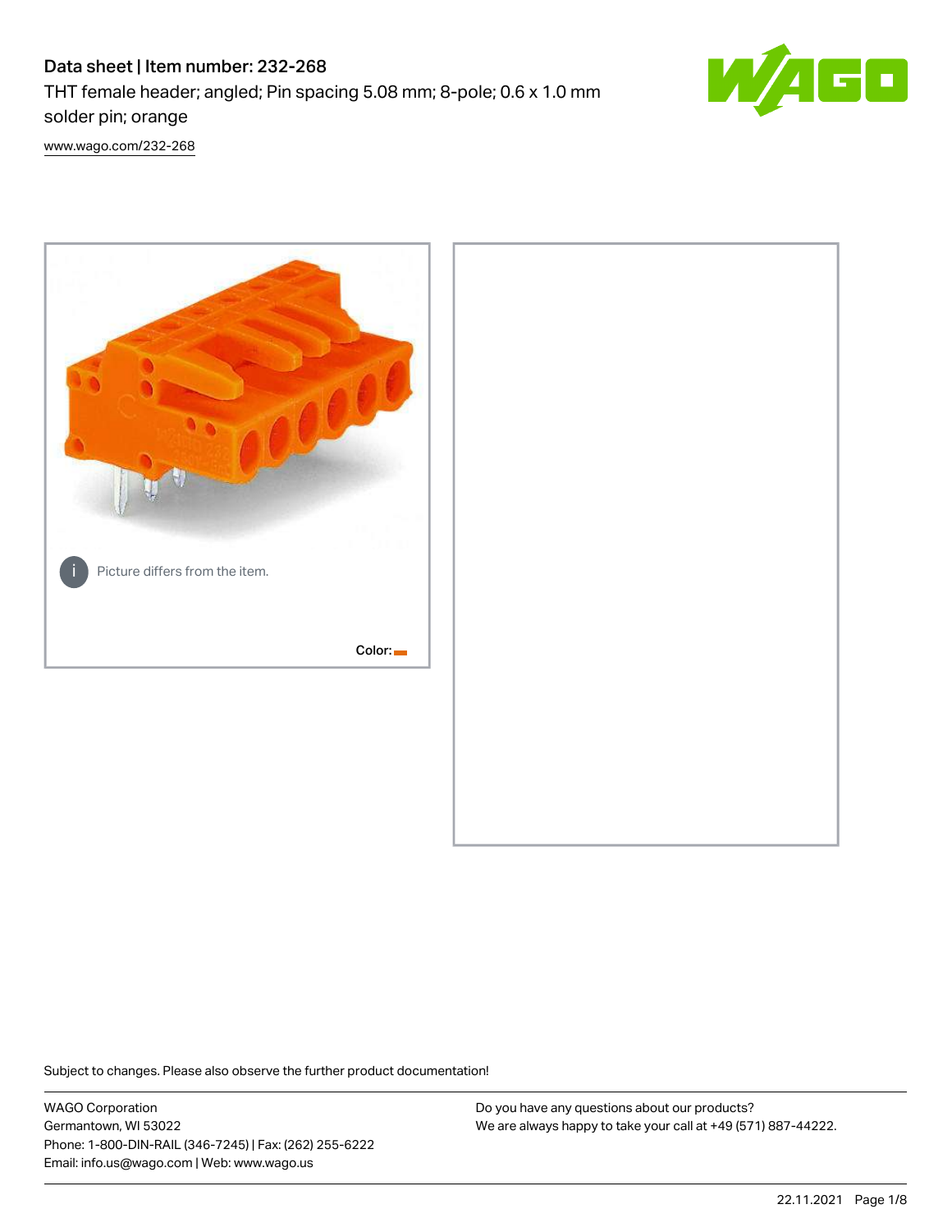# Data sheet | Item number: 232-268

THT female header; angled; Pin spacing 5.08 mm; 8-pole; 0.6 x 1.0 mm solder pin; orange

www.wago.com/232-268

Picture differs from the item.

Color:

Subject to changes. Please also observe the further product documentation!

WAGO Corporation
Germantown, WI 53022
Phone: 1-800-DIN-RAIL (346-7245) | Fax: (262) 255-6222
Email: info.us@wago.com | Web: www.wago.us

Do you have any questions about our products?
We are always happy to take your call at +49 (571) 887-44222.

22.11.2021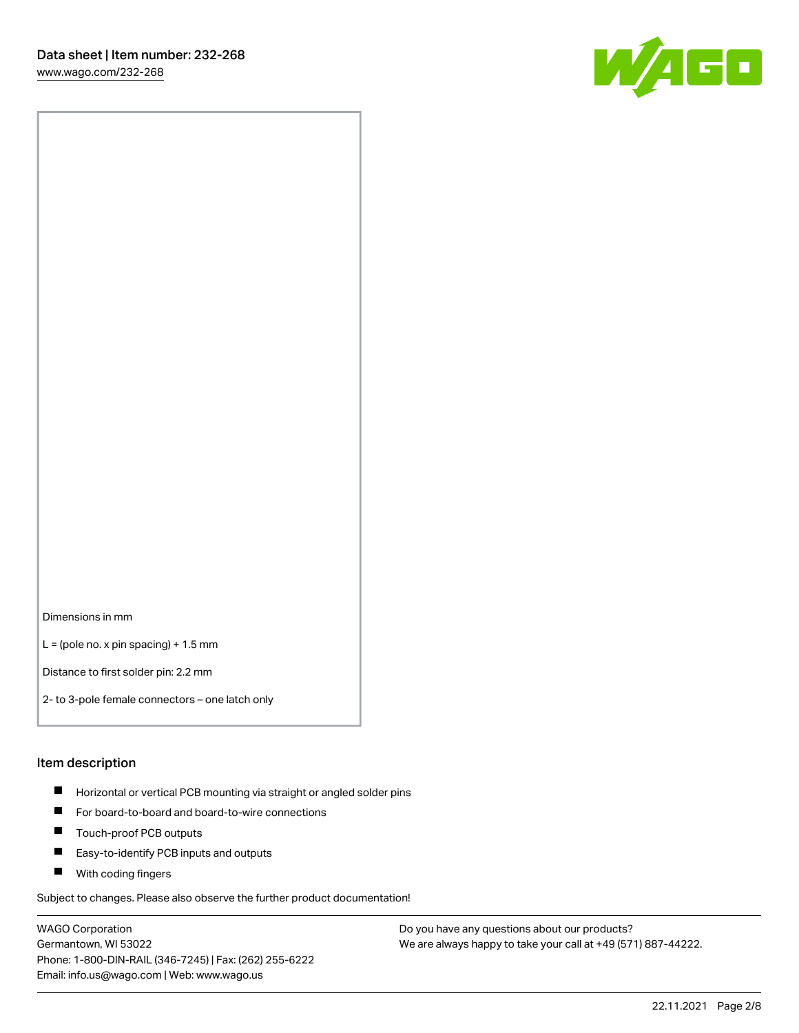Dimensions in mm

L = (pole no. x pin spacing) + 1.5 mm

Distance to first solder pin: 2.2 mm

2- to 3-pole female connectors – one latch only

## Item description

- Horizontal or vertical PCB mounting via straight or angled solder pins
- For board-to-board and board-to-wire connections
- Touch-proof PCB outputs
- Easy-to-identify PCB inputs and outputs
- With coding fingers

Subject to changes. Please also observe the further product documentation!

WAGO Corporation
Germantown, WI 53022
Phone: 1-800-DIN-RAIL (346-7245) | Fax: (262) 255-6222
Email: info.us@wago.com | Web: www.wago.us

Do you have any questions about our products?
We are always happy to take your call at +49 (571) 887-44222.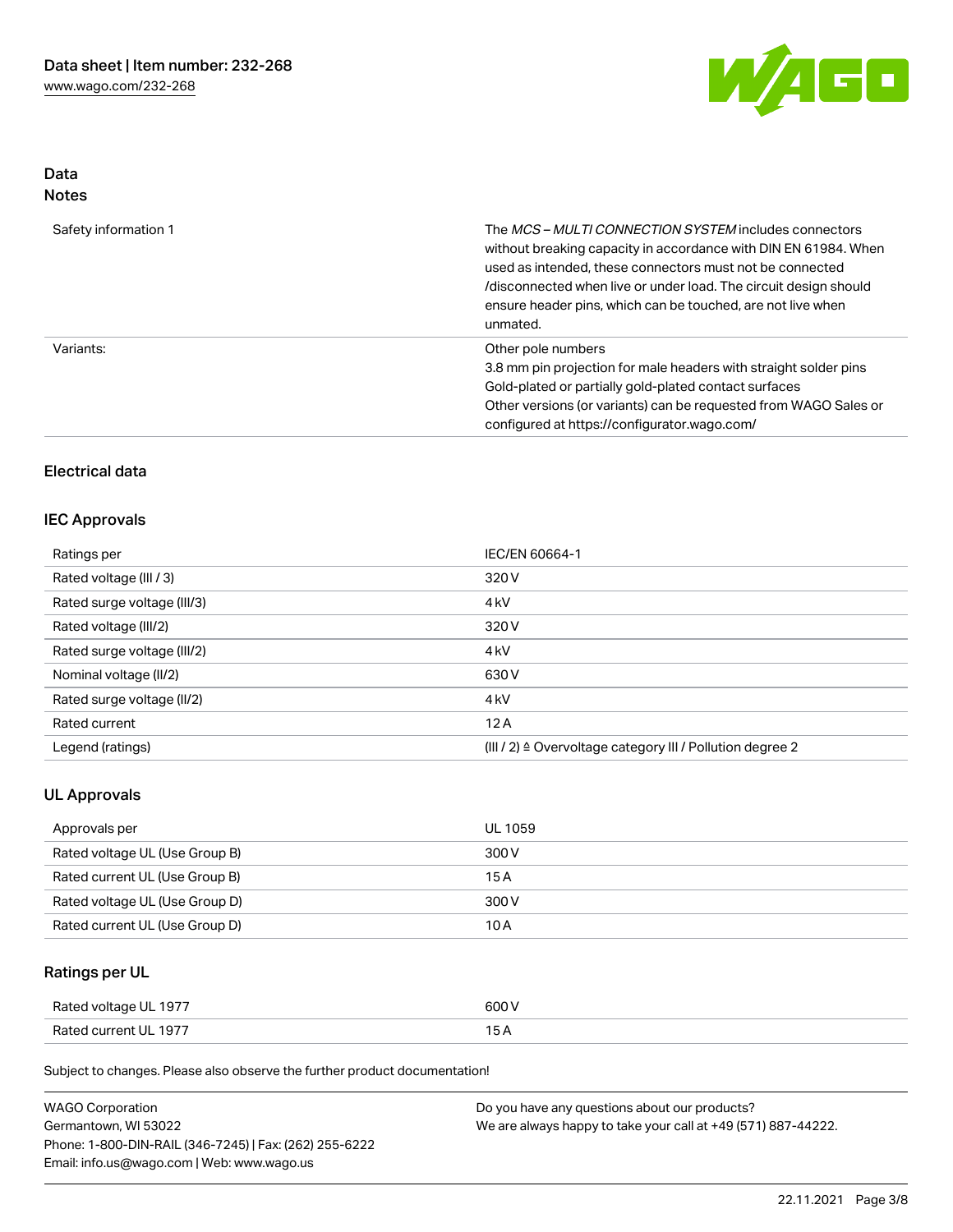## Data
### Notes

| | |
|---|---|
| Safety information 1 | The *MCS – MULTI CONNECTION SYSTEM* includes connectors without breaking capacity in accordance with DIN EN 61984. When used as intended, these connectors must not be connected /disconnected when live or under load. The circuit design should ensure header pins, which can be touched, are not live when unmated. |
| Variants: | Other pole numbers<br>3.8 mm pin projection for male headers with straight solder pins<br>Gold-plated or partially gold-plated contact surfaces<br>Other versions (or variants) can be requested from WAGO Sales or configured at https://configurator.wago.com/ |

## Electrical data

### IEC Approvals

| | |
|---|---|
| Ratings per | IEC/EN 60664-1 |
| Rated voltage (III / 3) | 320 V |
| Rated surge voltage (III/3) | 4 kV |
| Rated voltage (III/2) | 320 V |
| Rated surge voltage (III/2) | 4 kV |
| Nominal voltage (II/2) | 630 V |
| Rated surge voltage (II/2) | 4 kV |
| Rated current | 12 A |
| Legend (ratings) | (III / 2) ≙ Overvoltage category III / Pollution degree 2 |

### UL Approvals

| | |
|---|---|
| Approvals per | UL 1059 |
| Rated voltage UL (Use Group B) | 300 V |
| Rated current UL (Use Group B) | 15 A |
| Rated voltage UL (Use Group D) | 300 V |
| Rated current UL (Use Group D) | 10 A |

### Ratings per UL

| | |
|---|---|
| Rated voltage UL 1977 | 600 V |
| Rated current UL 1977 | 15 A |

Subject to changes. Please also observe the further product documentation!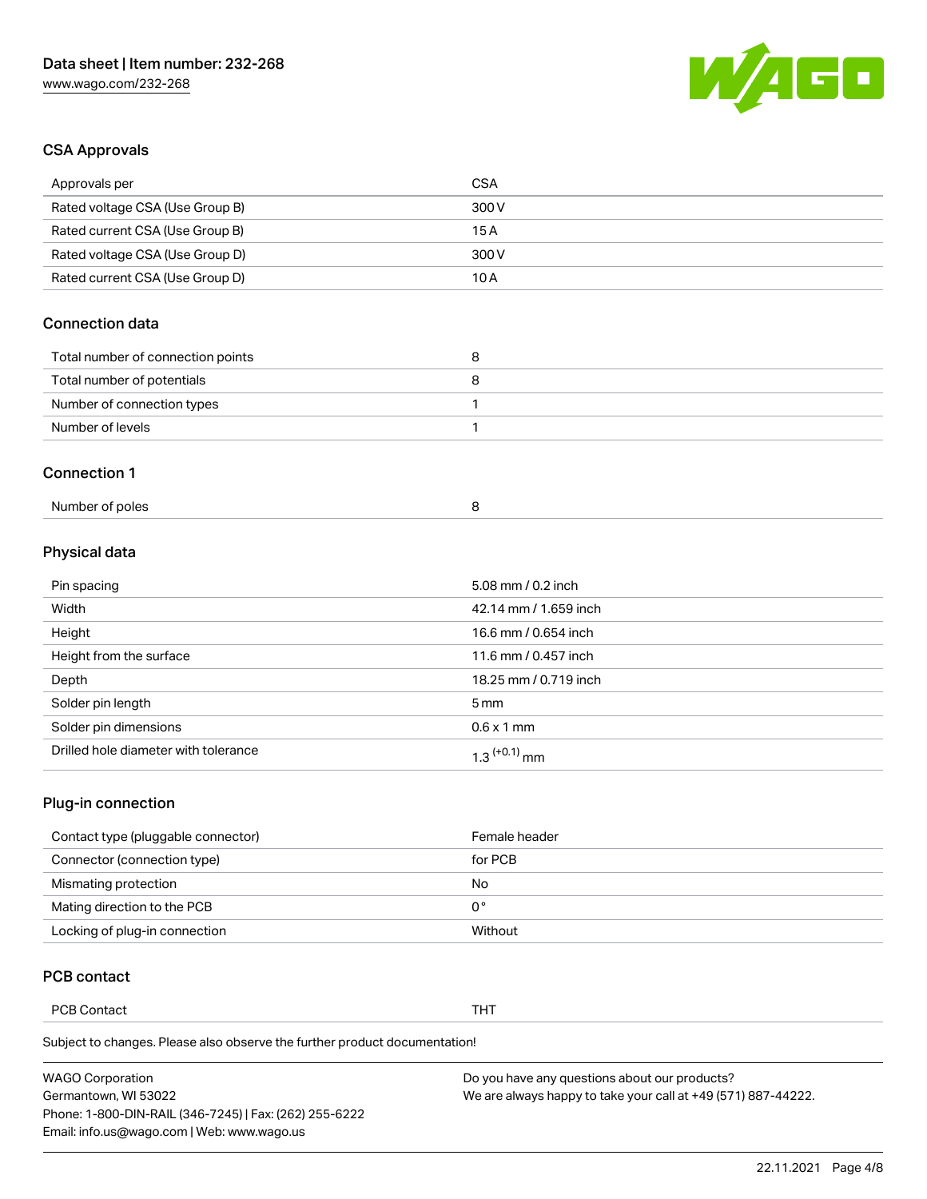## CSA Approvals

| Approvals per | CSA |
| --- | --- |
| Rated voltage CSA (Use Group B) | 300 V |
| Rated current CSA (Use Group B) | 15 A |
| Rated voltage CSA (Use Group D) | 300 V |
| Rated current CSA (Use Group D) | 10 A |

## Connection data

| Total number of connection points | 8 |
| --- | --- |
| Total number of potentials | 8 |
| Number of connection types | 1 |
| Number of levels | 1 |

## Connection 1

| Number of poles | 8 |
| --- | --- |

## Physical data

| Pin spacing | 5.08 mm / 0.2 inch |
| --- | --- |
| Width | 42.14 mm / 1.659 inch |
| Height | 16.6 mm / 0.654 inch |
| Height from the surface | 11.6 mm / 0.457 inch |
| Depth | 18.25 mm / 0.719 inch |
| Solder pin length | 5 mm |
| Solder pin dimensions | 0.6 x 1 mm |
| Drilled hole diameter with tolerance | $1.3^{(+0.1)}$ mm |

## Plug-in connection

| Contact type (pluggable connector) | Female header |
| --- | --- |
| Connector (connection type) | for PCB |
| Mismating protection | No |
| Mating direction to the PCB | 0° |
| Locking of plug-in connection | Without |

## PCB contact

| PCB Contact | THT |
| --- | --- |

Subject to changes. Please also observe the further product documentation!

WAGO Corporation
Germantown, WI 53022
Phone: 1-800-DIN-RAIL (346-7245) | Fax: (262) 255-6222
Email: info.us@wago.com | Web: www.wago.us

Do you have any questions about our products?
We are always happy to take your call at +49 (571) 887-44222.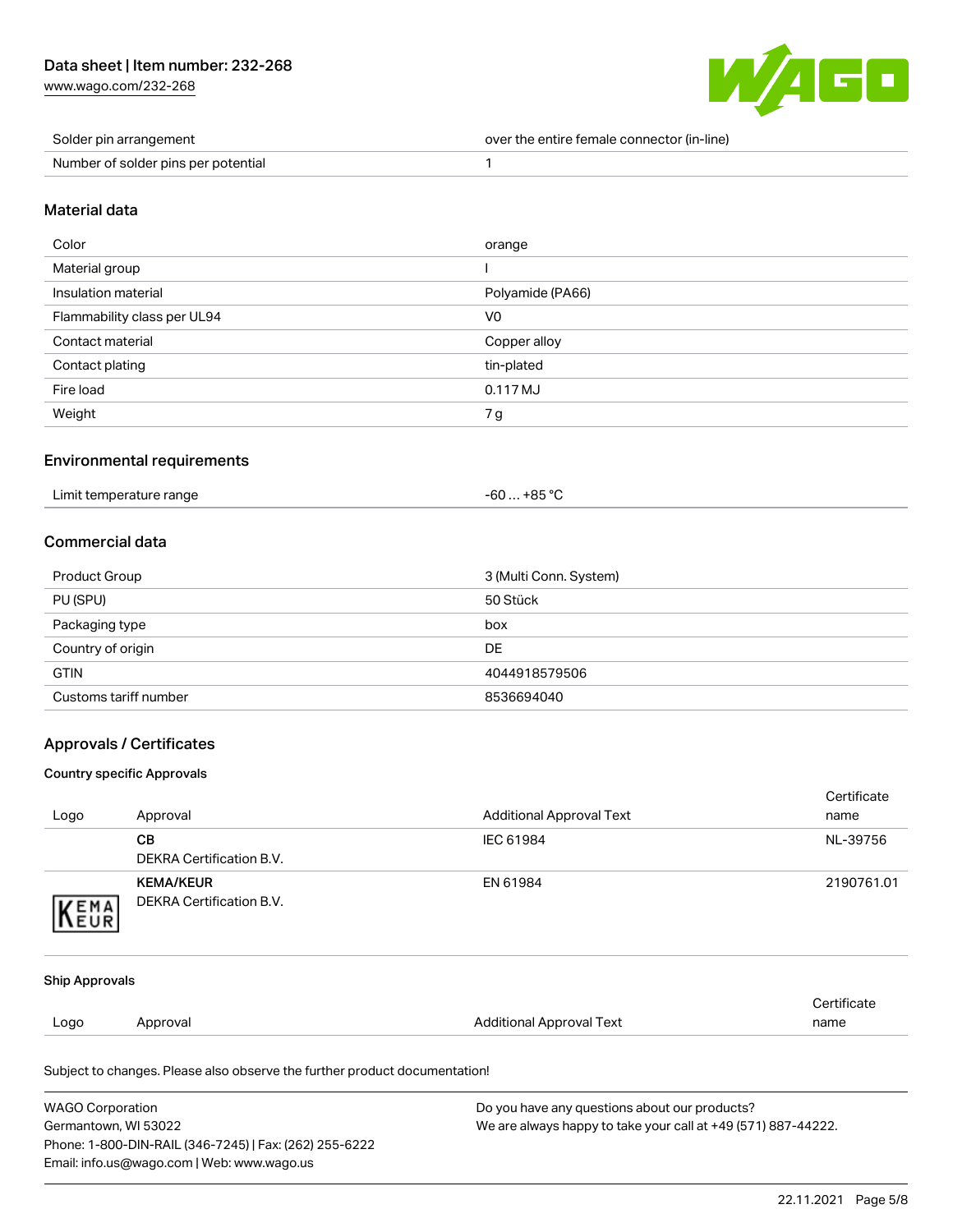| Solder pin arrangement | over the entire female connector (in-line) |
| --- | --- |
| Number of solder pins per potential | 1 |

## Material data

| Color | orange |
| --- | --- |
| Material group | I |
| Insulation material | Polyamide (PA66) |
| Flammability class per UL94 | V0 |
| Contact material | Copper alloy |
| Contact plating | tin-plated |
| Fire load | 0.117 MJ |
| Weight | 7 g |

## Environmental requirements

| Limit temperature range | -60 … +85 °C |
| --- | --- |

## Commercial data

| Product Group | 3 (Multi Conn. System) |
| --- | --- |
| PU (SPU) | 50 Stück |
| Packaging type | box |
| Country of origin | DE |
| GTIN | 4044918579506 |
| Customs tariff number | 8536694040 |

## Approvals / Certificates

### Country specific Approvals

| Logo | Approval | Additional Approval Text | Certificate name |
| --- | --- | --- | --- |
| | **CB**<br>DEKRA Certification B.V. | IEC 61984 | NL-39756 |
| KEMA EUR | **KEMA/KEUR**<br>DEKRA Certification B.V. | EN 61984 | 2190761.01 |

### Ship Approvals

| Logo | Approval | Additional Approval Text | Certificate name |
| --- | --- | --- | --- |

Subject to changes. Please also observe the further product documentation!

WAGO Corporation
Germantown, WI 53022
Phone: 1-800-DIN-RAIL (346-7245) | Fax: (262) 255-6222
Email: info.us@wago.com | Web: www.wago.us

Do you have any questions about our products?
We are always happy to take your call at +49 (571) 887-44222.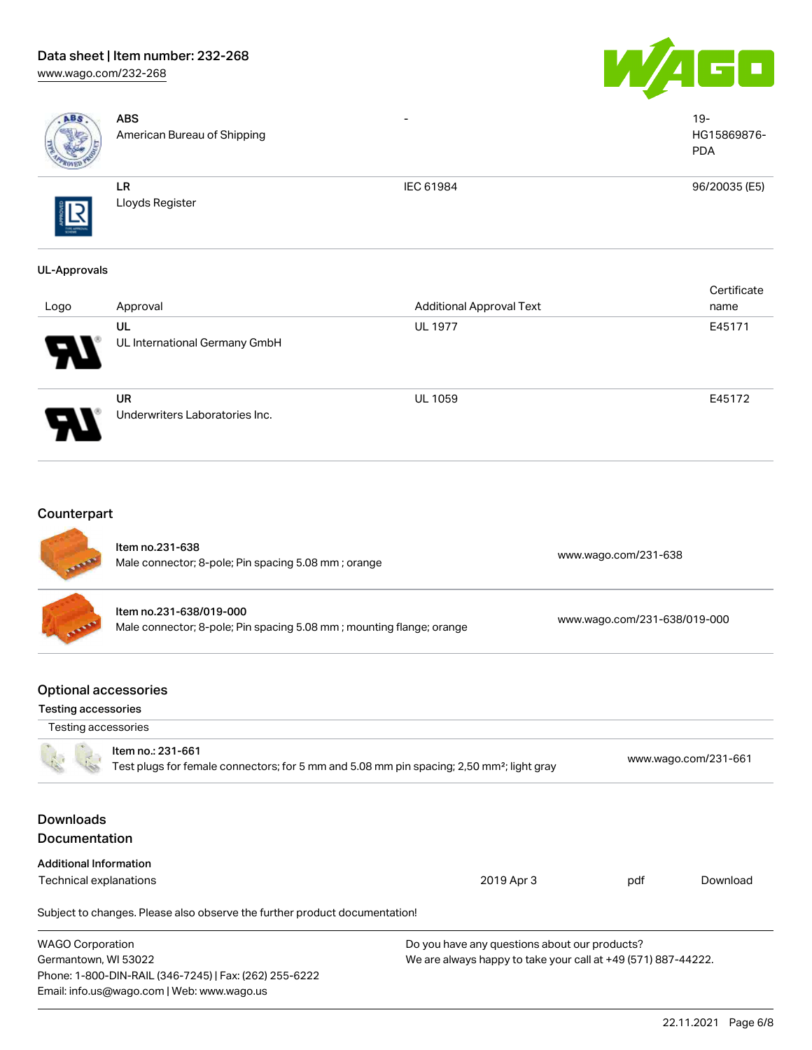| | | | |
|---|---|---|---|
| | **ABS**<br>American Bureau of Shipping | - | 19-HG15869876-PDA |
| | **LR**<br>Lloyds Register | IEC 61984 | 96/20035 (E5) |

UL-Approvals

| Logo | Approval | Additional Approval Text | Certificate name |
|---|---|---|---|
| | **UL**<br>UL International Germany GmbH | UL 1977 | E45171 |
| | **UR**<br>Underwriters Laboratories Inc. | UL 1059 | E45172 |

## Counterpart

| | | |
|---|---|---|
| | Item no.231-638<br>Male connector; 8-pole; Pin spacing 5.08 mm ; orange | www.wago.com/231-638 |
| | Item no.231-638/019-000<br>Male connector; 8-pole; Pin spacing 5.08 mm ; mounting flange; orange | www.wago.com/231-638/019-000 |

## Optional accessories

Testing accessories

Testing accessories

| | | |
|---|---|---|
| | Item no.: 231-661<br>Test plugs for female connectors; for 5 mm and 5.08 mm pin spacing; 2,50 mm²; light gray | www.wago.com/231-661 |

## Downloads
## Documentation

Additional Information

| | | | |
|---|---|---|---|
| Technical explanations | 2019 Apr 3 | pdf | Download |

Subject to changes. Please also observe the further product documentation!

WAGO Corporation
Germantown, WI 53022
Phone: 1-800-DIN-RAIL (346-7245) | Fax: (262) 255-6222
Email: info.us@wago.com | Web: www.wago.us

Do you have any questions about our products?
We are always happy to take your call at +49 (571) 887-44222.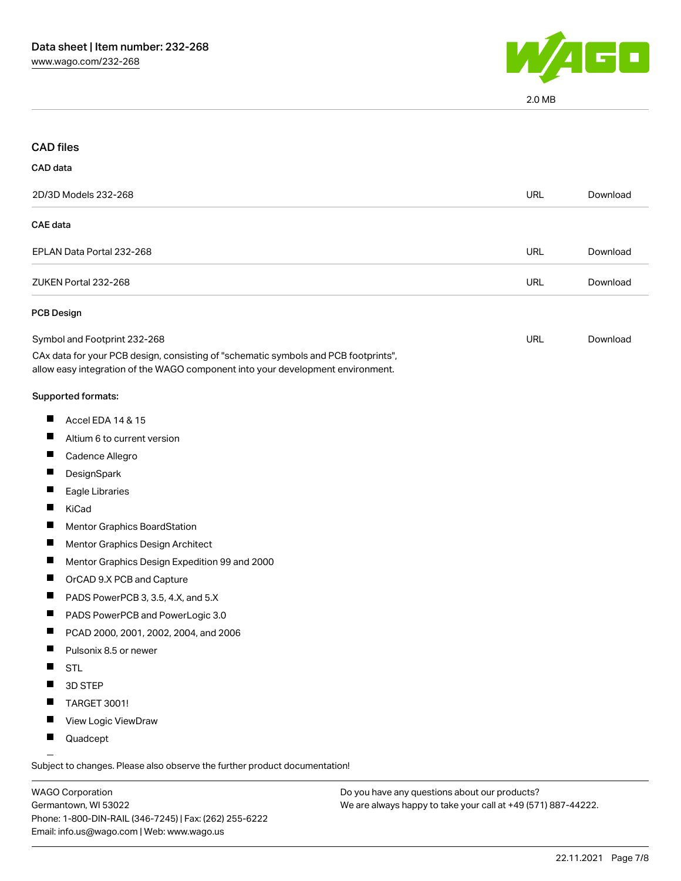2.0 MB

## CAD files

### CAD data

| | | |
|---|---|---|
| 2D/3D Models 232-268 | URL | Download |

### CAE data

| | | |
|---|---|---|
| EPLAN Data Portal 232-268 | URL | Download |
| ZUKEN Portal 232-268 | URL | Download |

### PCB Design

| | | |
|---|---|---|
| Symbol and Footprint 232-268 | URL | Download |

CAx data for your PCB design, consisting of "schematic symbols and PCB footprints", allow easy integration of the WAGO component into your development environment.

**Supported formats:**

- Accel EDA 14 & 15
- Altium 6 to current version
- Cadence Allegro
- DesignSpark
- Eagle Libraries
- KiCad
- Mentor Graphics BoardStation
- Mentor Graphics Design Architect
- Mentor Graphics Design Expedition 99 and 2000
- OrCAD 9.X PCB and Capture
- PADS PowerPCB 3, 3.5, 4.X, and 5.X
- PADS PowerPCB and PowerLogic 3.0
- PCAD 2000, 2001, 2002, 2004, and 2006
- Pulsonix 8.5 or newer
- STL
- 3D STEP
- TARGET 3001!
- View Logic ViewDraw
- Quadcept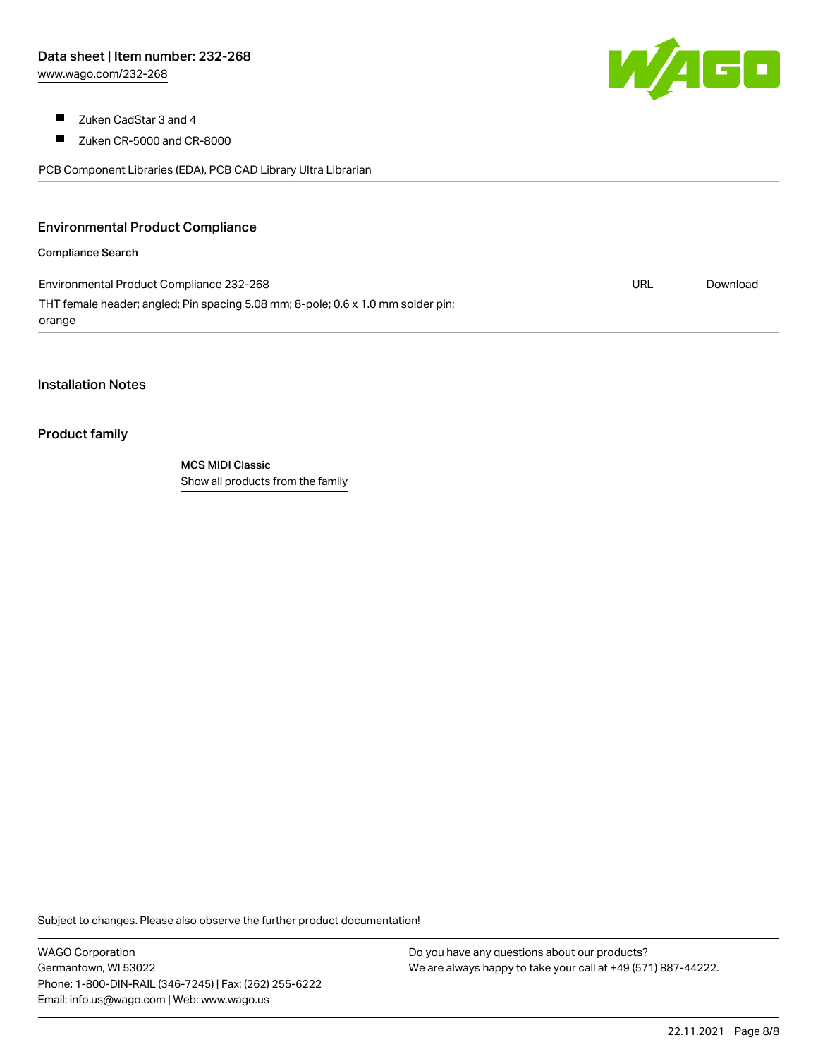- Zuken CadStar 3 and 4
- Zuken CR-5000 and CR-8000

PCB Component Libraries (EDA), PCB CAD Library Ultra Librarian

## Environmental Product Compliance

### Compliance Search

| | | |
|---|---|---|
| Environmental Product Compliance 232-268<br>THT female header; angled; Pin spacing 5.08 mm; 8-pole; 0.6 x 1.0 mm solder pin; orange | URL | Download |

## Installation Notes

## Product family

MCS MIDI Classic
Show all products from the family

Subject to changes. Please also observe the further product documentation!

WAGO Corporation
Germantown, WI 53022
Phone: 1-800-DIN-RAIL (346-7245) | Fax: (262) 255-6222
Email: info.us@wago.com | Web: www.wago.us

Do you have any questions about our products?
We are always happy to take your call at +49 (571) 887-44222.